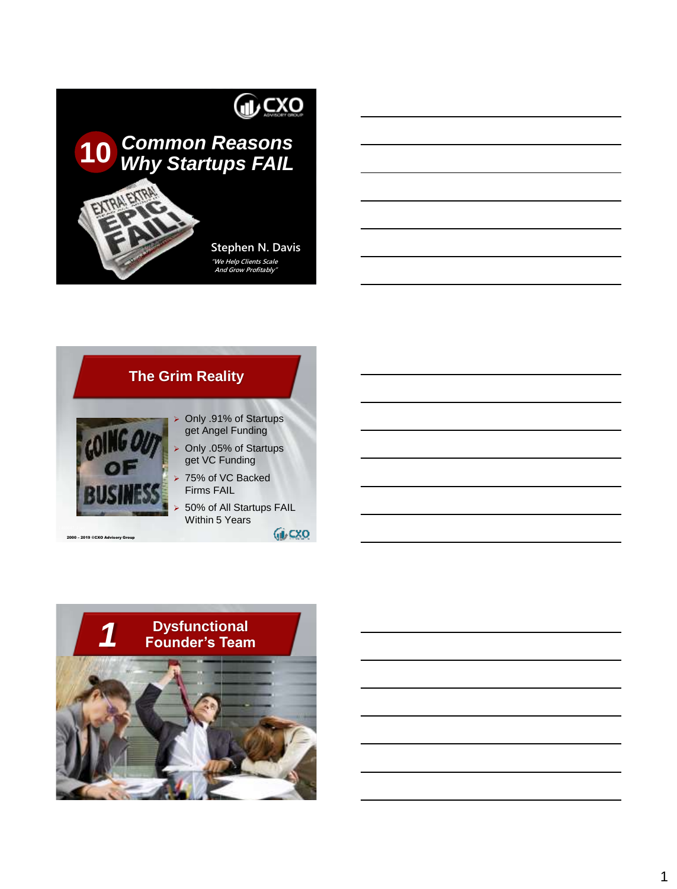# 10 Common Reasons Why Startups FAIL

Stephen N. Davis

*"We Help Clients Scale And Grow Profitably"*

## The Grim Reality

- Only .91% of Startups get Angel Funding
- Only .05% of Startups get VC Funding
- 75% of VC Backed Firms FAIL
- 50% of All Startups FAIL Within 5 Years

2000 – 2019 ©CXO Advisory Group

## 1 Dysfunctional Founder's Team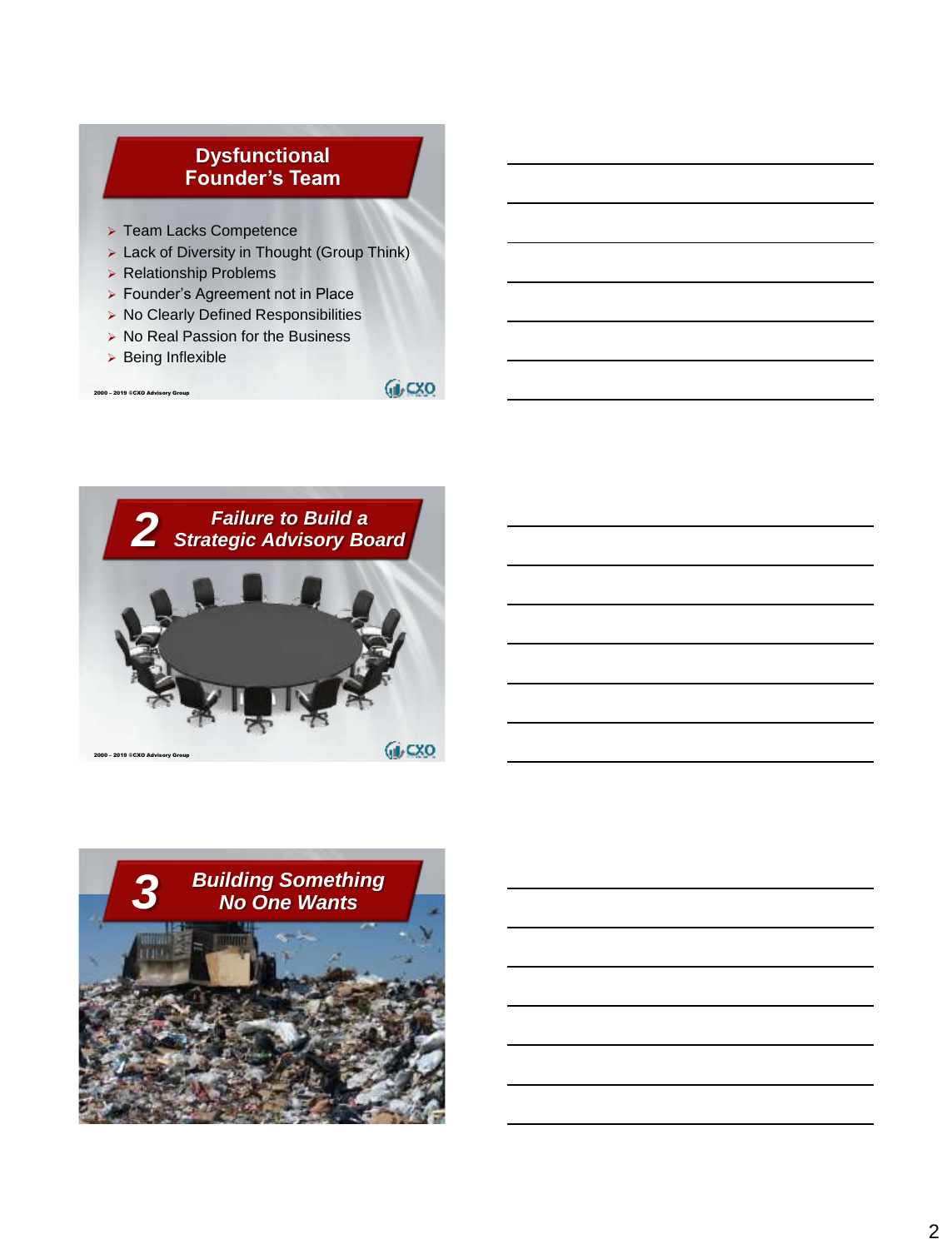## Dysfunctional Founder's Team

- Team Lacks Competence
- Lack of Diversity in Thought (Group Think)
- Relationship Problems
- Founder's Agreement not in Place
- No Clearly Defined Responsibilities
- No Real Passion for the Business
- Being Inflexible

2000 – 2019 ©CXO Advisory Group

## 2 *Failure to Build a Strategic Advisory Board*

2000 – 2019 ©CXO Advisory Group

## 3 *Building Something No One Wants*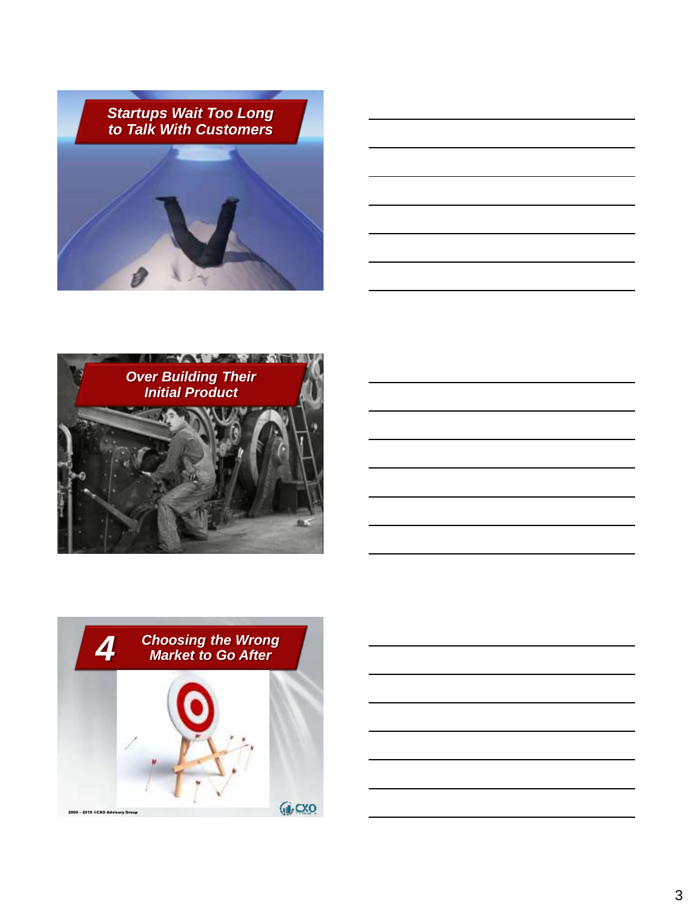## Startups Wait Too Long to Talk With Customers

## Over Building Their Initial Product

## 4 Choosing the Wrong Market to Go After

2000 – 2019 ©CXO Advisory Group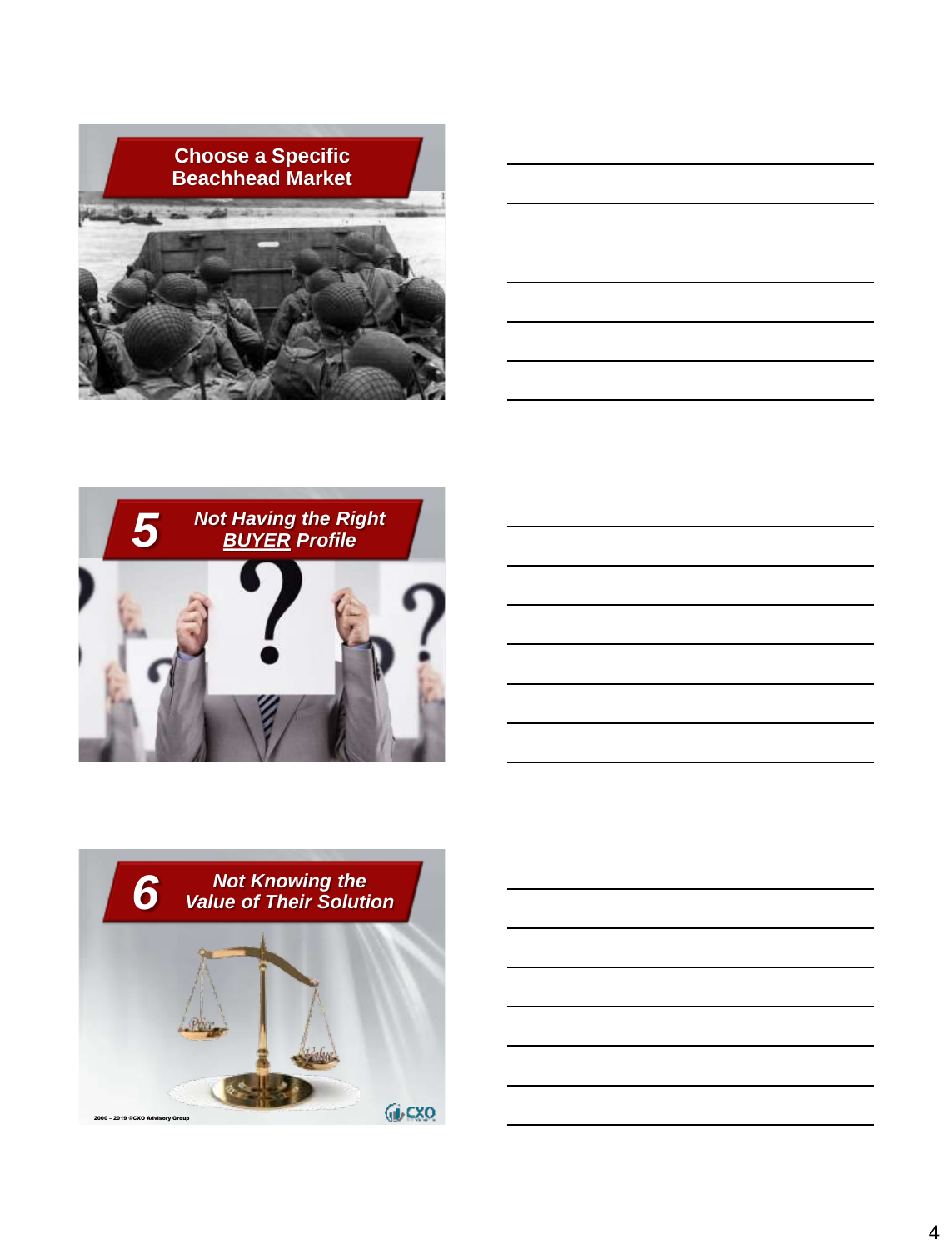## Choose a Specific Beachhead Market

## 5 *Not Having the Right* ***BUYER*** *Profile*

## 6 *Not Knowing the Value of Their Solution*

2000 – 2019 ©CXO Advisory Group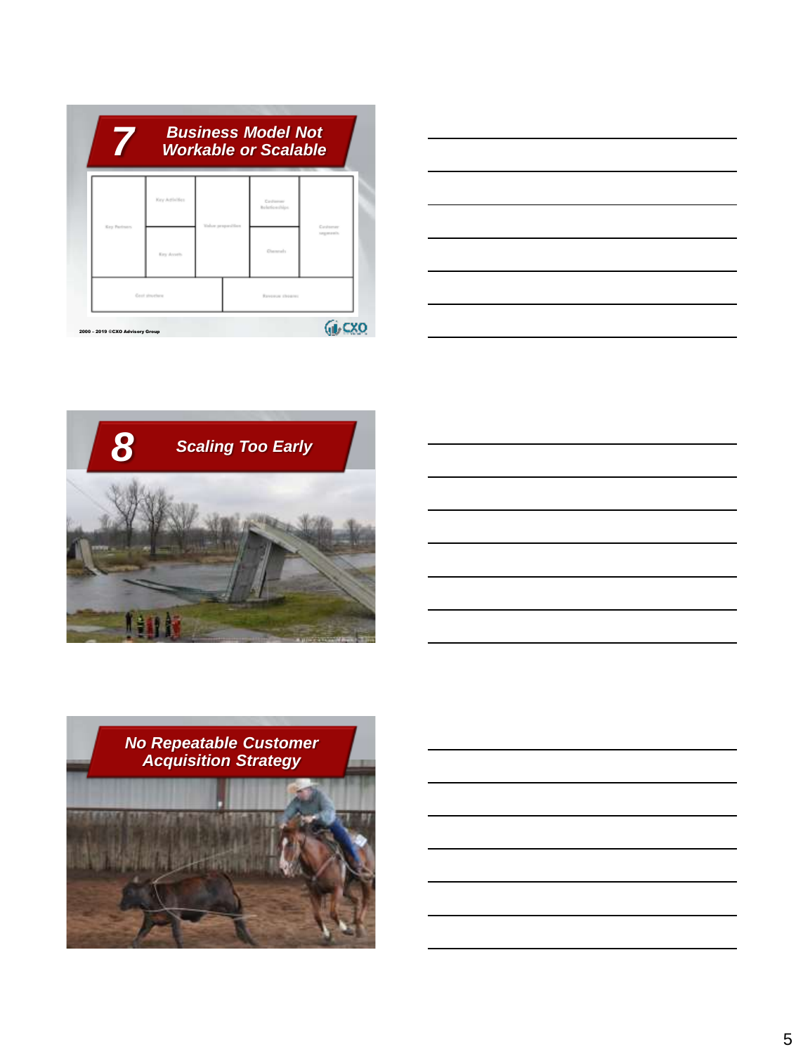## 7 Business Model Not Workable or Scalable

| Key Partners | Key Activities | Value propositions | Customer Relationships | Customer segments |
|---|---|---|---|---|
| | Key Assets | | Channels | |
| Cost structure | | | Revenue streams | |

2000 – 2019 ©CXO Advisory Group

## 8 Scaling Too Early

## No Repeatable Customer Acquisition Strategy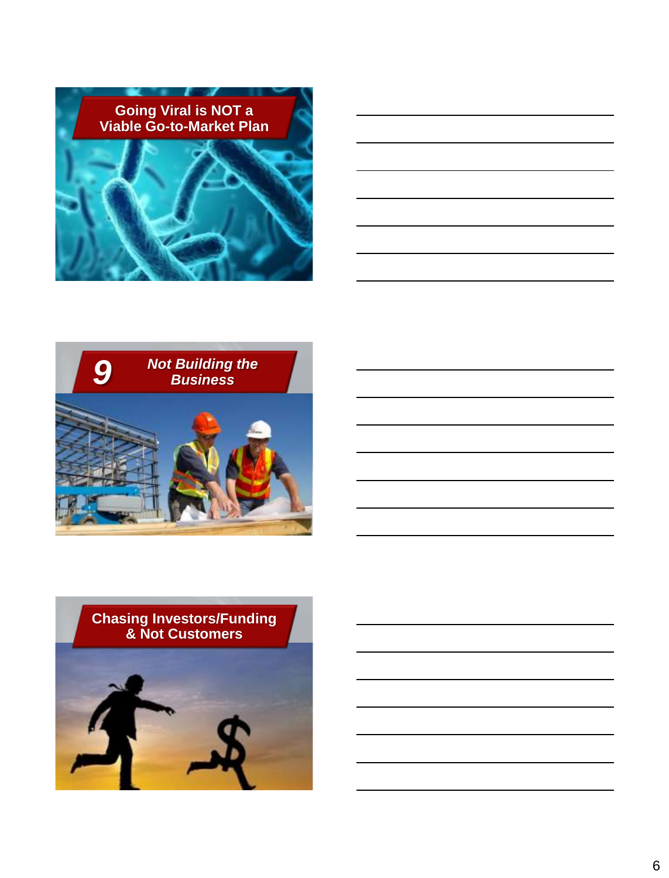## Going Viral is NOT a Viable Go-to-Market Plan

## 9 *Not Building the Business*

## Chasing Investors/Funding & Not Customers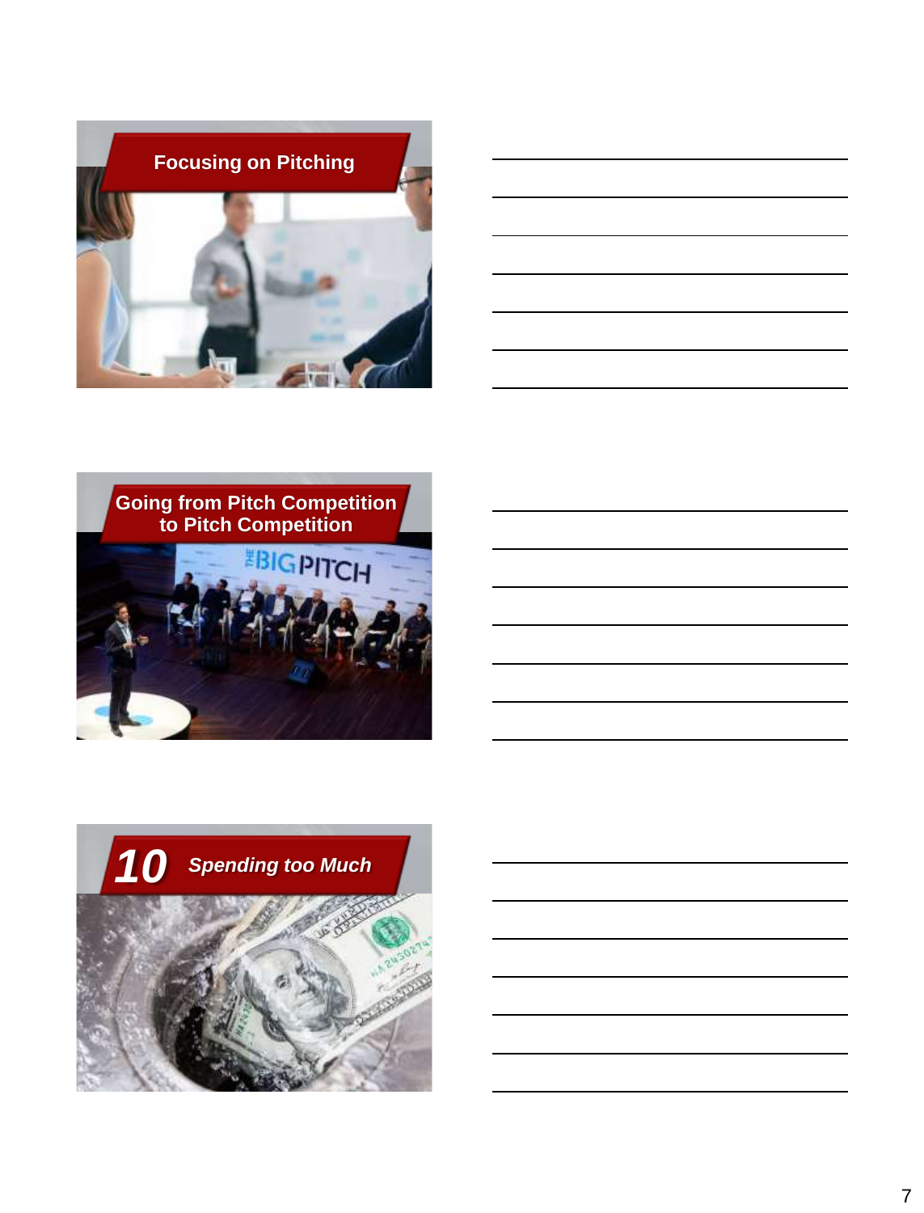## Focusing on Pitching

## Going from Pitch Competition to Pitch Competition

## 10 *Spending too Much*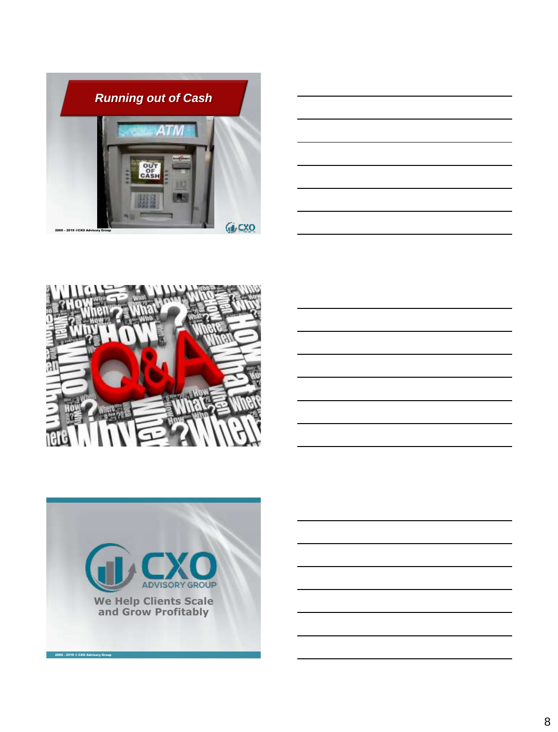## Running out of Cash

OUT OF CASH

2000 – 2019 ©CXO Advisory Group

Q&A

CXO ADVISORY GROUP

We Help Clients Scale and Grow Profitably

2000 - 2019 © CXO Advisory Group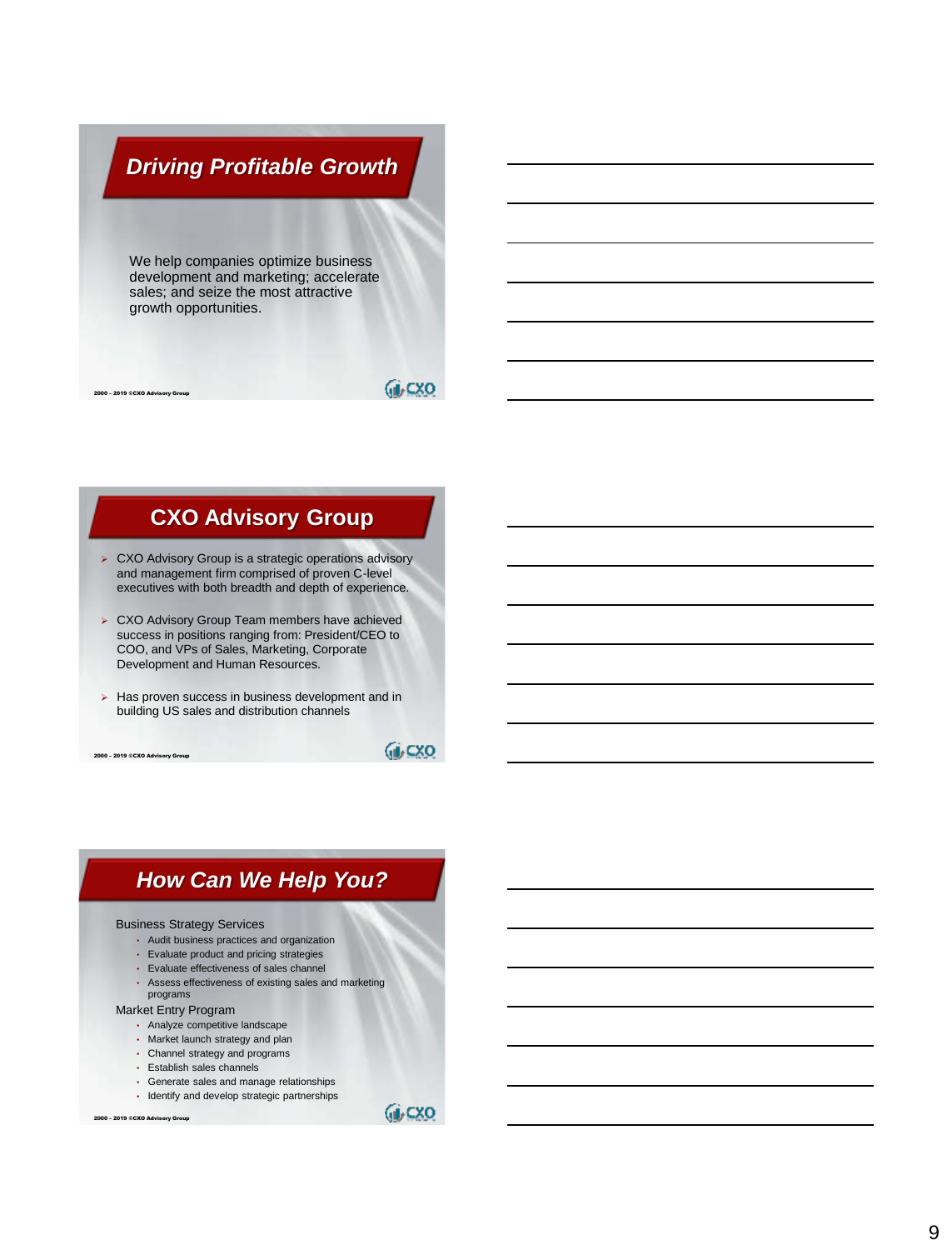## Driving Profitable Growth

We help companies optimize business development and marketing; accelerate sales; and seize the most attractive growth opportunities.

2000 – 2019 ©CXO Advisory Group

## CXO Advisory Group

- CXO Advisory Group is a strategic operations advisory and management firm comprised of proven C-level executives with both breadth and depth of experience.
- CXO Advisory Group Team members have achieved success in positions ranging from: President/CEO to COO, and VPs of Sales, Marketing, Corporate Development and Human Resources.
- Has proven success in business development and in building US sales and distribution channels

2000 – 2019 ©CXO Advisory Group

## How Can We Help You?

Business Strategy Services

- Audit business practices and organization
- Evaluate product and pricing strategies
- Evaluate effectiveness of sales channel
- Assess effectiveness of existing sales and marketing programs

Market Entry Program

- Analyze competitive landscape
- Market launch strategy and plan
- Channel strategy and programs
- Establish sales channels
- Generate sales and manage relationships
- Identify and develop strategic partnerships

2000 – 2019 ©CXO Advisory Group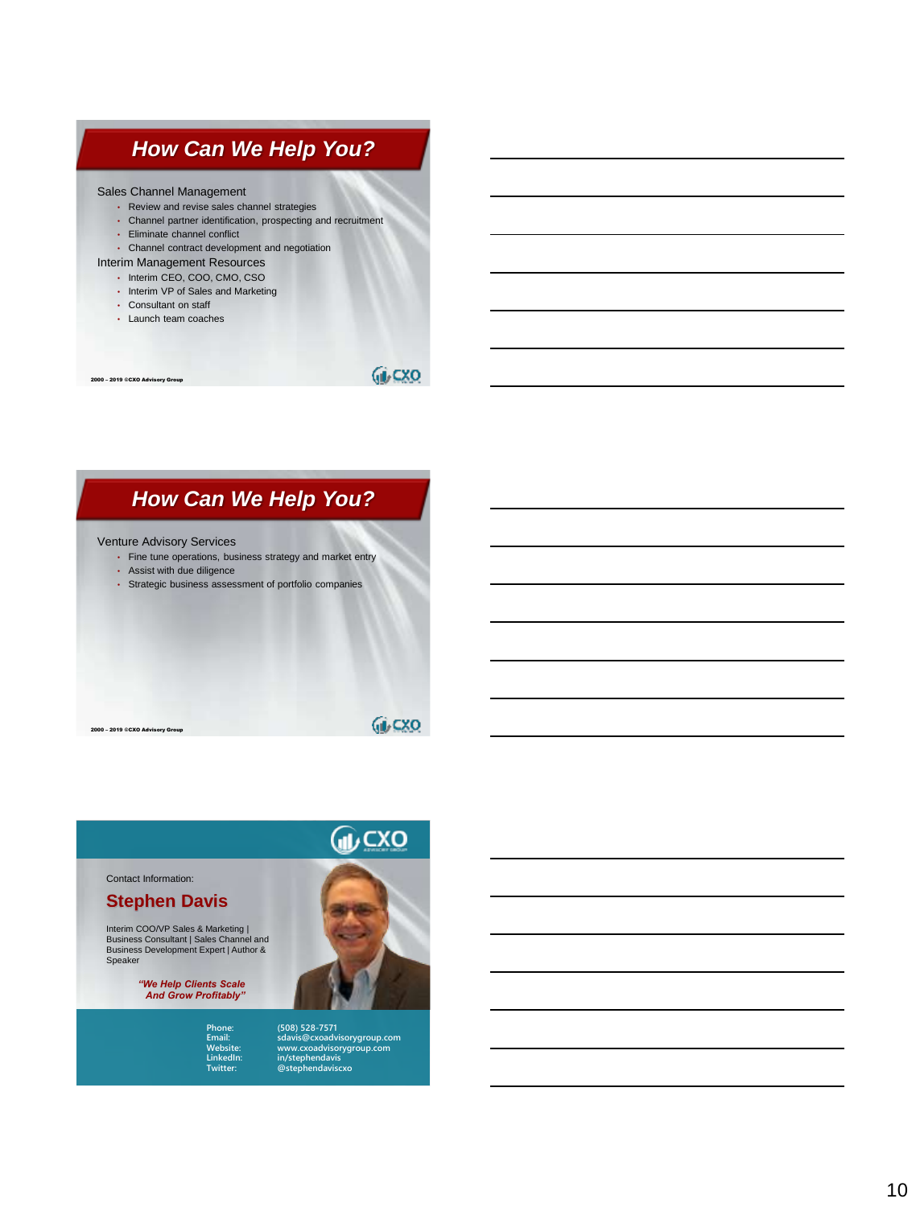## How Can We Help You?

Sales Channel Management

- Review and revise sales channel strategies
- Channel partner identification, prospecting and recruitment
- Eliminate channel conflict
- Channel contract development and negotiation

Interim Management Resources

- Interim CEO, COO, CMO, CSO
- Interim VP of Sales and Marketing
- Consultant on staff
- Launch team coaches

2000 – 2019 ©CXO Advisory Group

## How Can We Help You?

Venture Advisory Services

- Fine tune operations, business strategy and market entry
- Assist with due diligence
- Strategic business assessment of portfolio companies

2000 – 2019 ©CXO Advisory Group

Contact Information:

## Stephen Davis

Interim COO/VP Sales & Marketing | Business Consultant | Sales Channel and Business Development Expert | Author & Speaker

*"We Help Clients Scale And Grow Profitably"*

Phone: (508) 528-7571
Email: sdavis@cxoadvisorygroup.com
Website: www.cxoadvisorygroup.com
LinkedIn: in/stephendavis
Twitter: @stephendaviscxo